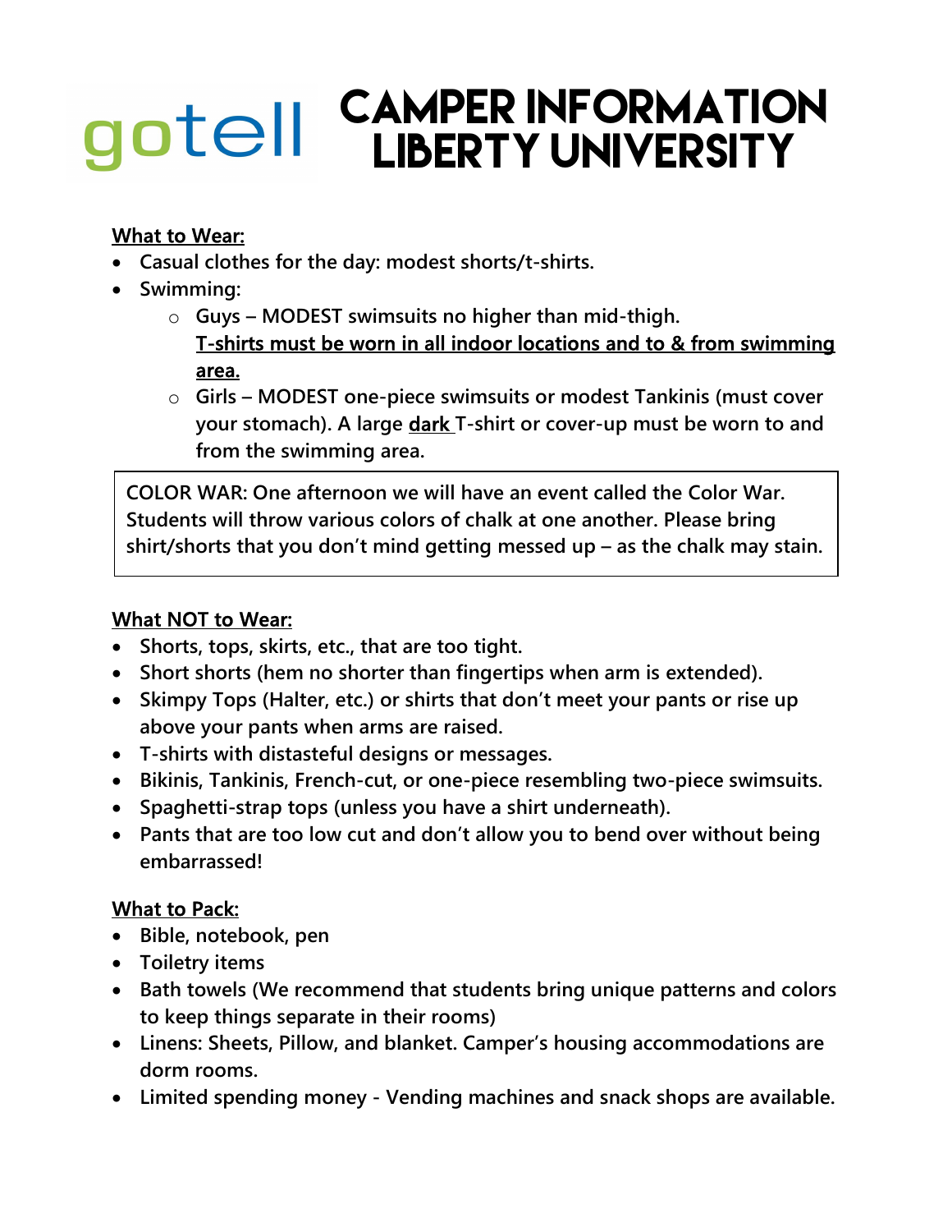# gotell CAMPER INFORMATION LIBERTY UNIVERSITY

**What to Wear:**

- **Casual clothes for the day: modest shorts/t-shirts.**
- **Swimming:**
  - **Guys – MODEST swimsuits no higher than mid-thigh.**
    **T-shirts must be worn in all indoor locations and to & from swimming area.**
  - **Girls – MODEST one-piece swimsuits or modest Tankinis (must cover your stomach). A large dark T-shirt or cover-up must be worn to and from the swimming area.**

**COLOR WAR: One afternoon we will have an event called the Color War. Students will throw various colors of chalk at one another. Please bring shirt/shorts that you don't mind getting messed up – as the chalk may stain.**

**What NOT to Wear:**

- **Shorts, tops, skirts, etc., that are too tight.**
- **Short shorts (hem no shorter than fingertips when arm is extended).**
- **Skimpy Tops (Halter, etc.) or shirts that don't meet your pants or rise up above your pants when arms are raised.**
- **T-shirts with distasteful designs or messages.**
- **Bikinis, Tankinis, French-cut, or one-piece resembling two-piece swimsuits.**
- **Spaghetti-strap tops (unless you have a shirt underneath).**
- **Pants that are too low cut and don't allow you to bend over without being embarrassed!**

**What to Pack:**

- **Bible, notebook, pen**
- **Toiletry items**
- **Bath towels (We recommend that students bring unique patterns and colors to keep things separate in their rooms)**
- **Linens: Sheets, Pillow, and blanket. Camper's housing accommodations are dorm rooms.**
- **Limited spending money - Vending machines and snack shops are available.**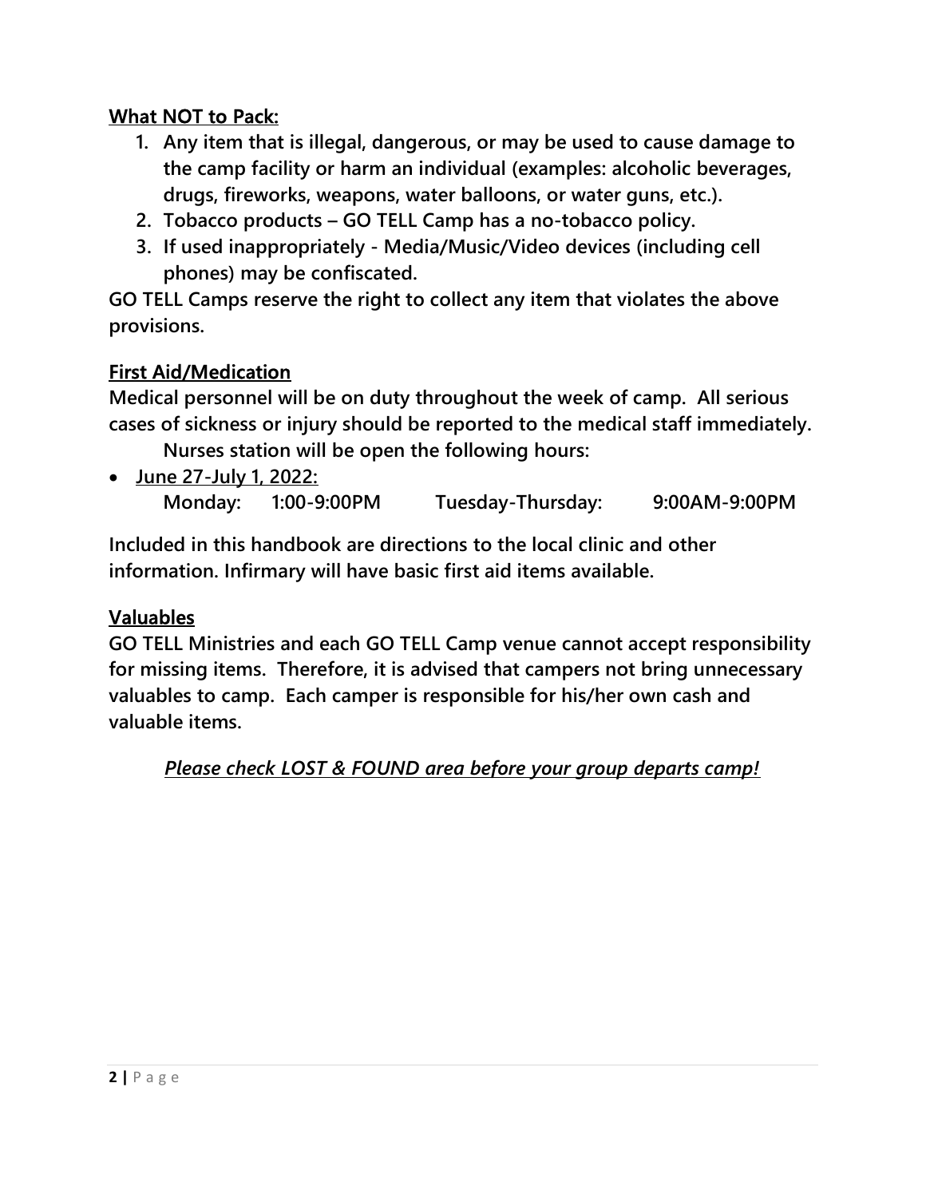## What NOT to Pack:

1. Any item that is illegal, dangerous, or may be used to cause damage to the camp facility or harm an individual (examples: alcoholic beverages, drugs, fireworks, weapons, water balloons, or water guns, etc.).
2. Tobacco products – GO TELL Camp has a no-tobacco policy.
3. If used inappropriately - Media/Music/Video devices (including cell phones) may be confiscated.

**GO TELL Camps reserve the right to collect any item that violates the above provisions.**

## First Aid/Medication

**Medical personnel will be on duty throughout the week of camp. All serious cases of sickness or injury should be reported to the medical staff immediately.**

**Nurses station will be open the following hours:**

- **June 27-July 1, 2022:**

  **Monday: 1:00-9:00PM Tuesday-Thursday: 9:00AM-9:00PM**

**Included in this handbook are directions to the local clinic and other information. Infirmary will have basic first aid items available.**

## Valuables

**GO TELL Ministries and each GO TELL Camp venue cannot accept responsibility for missing items. Therefore, it is advised that campers not bring unnecessary valuables to camp. Each camper is responsible for his/her own cash and valuable items.**

***Please check LOST & FOUND area before your group departs camp!***